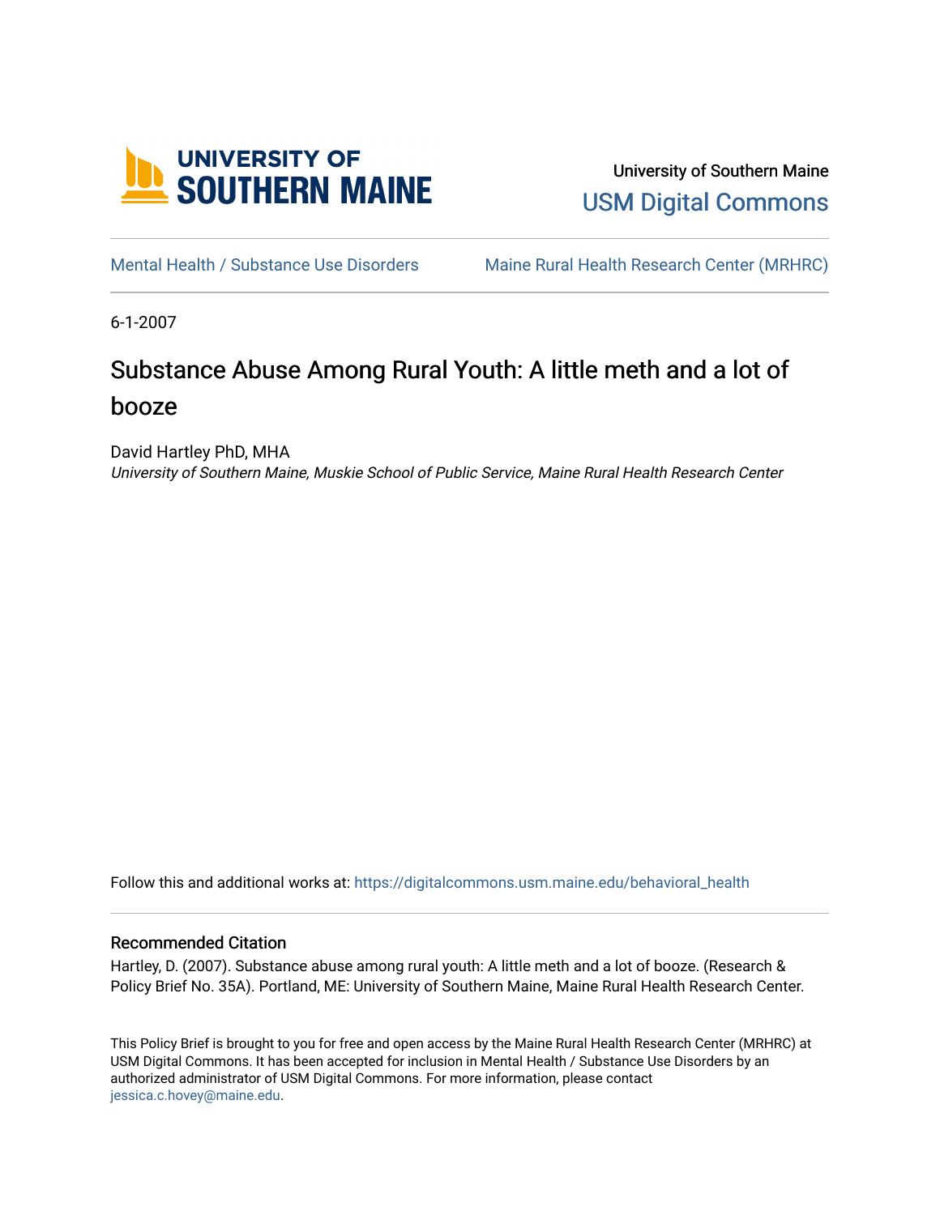University of Southern Maine

USM Digital Commons

Mental Health / Substance Use Disorders | Maine Rural Health Research Center (MRHRC)

6-1-2007

# Substance Abuse Among Rural Youth: A little meth and a lot of booze

David Hartley PhD, MHA

*University of Southern Maine, Muskie School of Public Service, Maine Rural Health Research Center*

Follow this and additional works at: https://digitalcommons.usm.maine.edu/behavioral_health

### Recommended Citation

Hartley, D. (2007). Substance abuse among rural youth: A little meth and a lot of booze. (Research & Policy Brief No. 35A). Portland, ME: University of Southern Maine, Maine Rural Health Research Center.

This Policy Brief is brought to you for free and open access by the Maine Rural Health Research Center (MRHRC) at USM Digital Commons. It has been accepted for inclusion in Mental Health / Substance Use Disorders by an authorized administrator of USM Digital Commons. For more information, please contact jessica.c.hovey@maine.edu.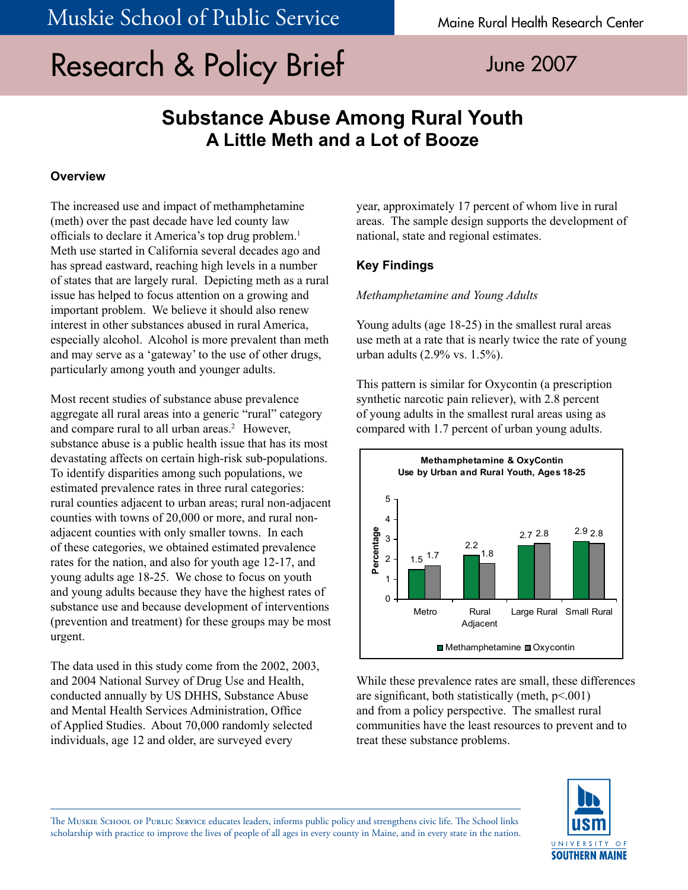Muskie School of Public Service

Maine Rural Health Research Center

# Research & Policy Brief

June 2007

## Substance Abuse Among Rural Youth
### A Little Meth and a Lot of Booze

### Overview

The increased use and impact of methamphetamine (meth) over the past decade have led county law officials to declare it America's top drug problem.[1] Meth use started in California several decades ago and has spread eastward, reaching high levels in a number of states that are largely rural. Depicting meth as a rural issue has helped to focus attention on a growing and important problem. We believe it should also renew interest in other substances abused in rural America, especially alcohol. Alcohol is more prevalent than meth and may serve as a 'gateway' to the use of other drugs, particularly among youth and younger adults.

Most recent studies of substance abuse prevalence aggregate all rural areas into a generic "rural" category and compare rural to all urban areas.[2] However, substance abuse is a public health issue that has its most devastating affects on certain high-risk sub-populations. To identify disparities among such populations, we estimated prevalence rates in three rural categories: rural counties adjacent to urban areas; rural non-adjacent counties with towns of 20,000 or more, and rural non-adjacent counties with only smaller towns. In each of these categories, we obtained estimated prevalence rates for the nation, and also for youth age 12-17, and young adults age 18-25. We chose to focus on youth and young adults because they have the highest rates of substance use and because development of interventions (prevention and treatment) for these groups may be most urgent.

The data used in this study come from the 2002, 2003, and 2004 National Survey of Drug Use and Health, conducted annually by US DHHS, Substance Abuse and Mental Health Services Administration, Office of Applied Studies. About 70,000 randomly selected individuals, age 12 and older, are surveyed every year, approximately 17 percent of whom live in rural areas. The sample design supports the development of national, state and regional estimates.

### Key Findings

*Methamphetamine and Young Adults*

Young adults (age 18-25) in the smallest rural areas use meth at a rate that is nearly twice the rate of young urban adults (2.9% vs. 1.5%).

This pattern is similar for Oxycontin (a prescription synthetic narcotic pain reliever), with 2.8 percent of young adults in the smallest rural areas using as compared with 1.7 percent of urban young adults.

**Methamphetamine & OxyContin Use by Urban and Rural Youth, Ages 18-25**

| | Methamphetamine | Oxycontin |
|---|---|---|
| Metro | 1.5 | 1.7 |
| Rural Adjacent | 2.2 | 1.8 |
| Large Rural | 2.7 | 2.8 |
| Small Rural | 2.9 | 2.8 |

While these prevalence rates are small, these differences are significant, both statistically (meth, $p<.001$) and from a policy perspective. The smallest rural communities have the least resources to prevent and to treat these substance problems.

The Muskie School of Public Service educates leaders, informs public policy and strengthens civic life. The School links scholarship with practice to improve the lives of people of all ages in every county in Maine, and in every state in the nation.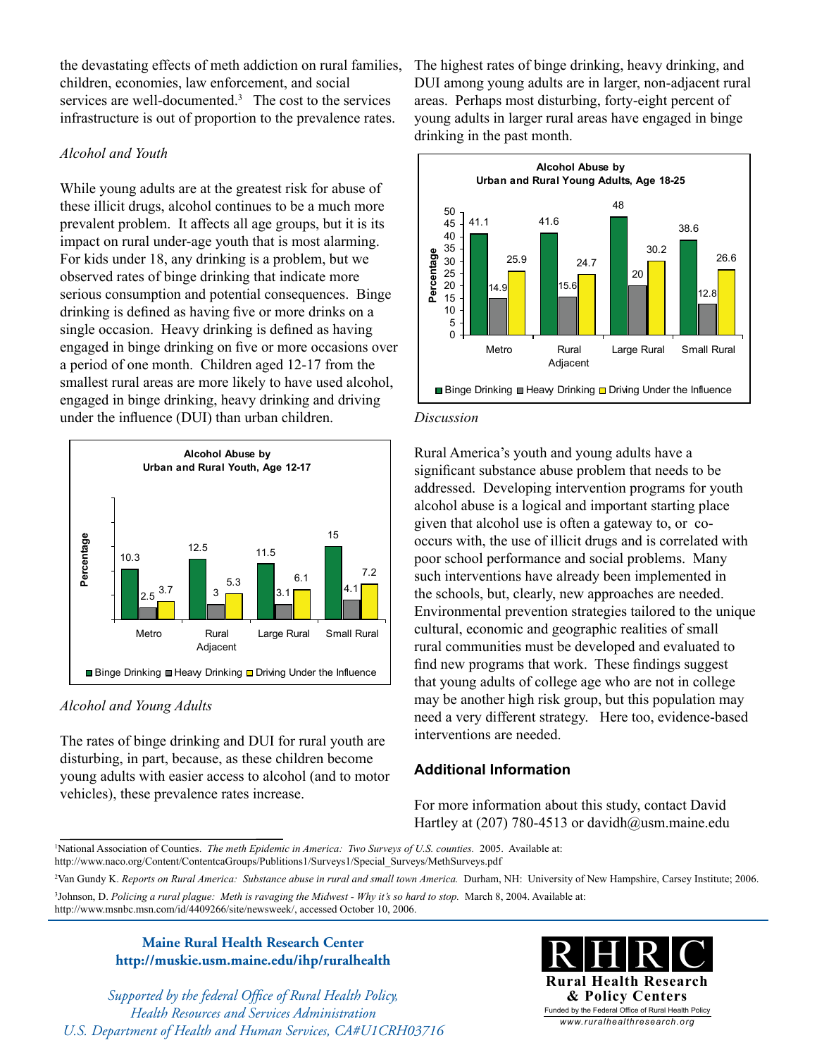the devastating effects of meth addiction on rural families, children, economies, law enforcement, and social services are well-documented.[3] The cost to the services infrastructure is out of proportion to the prevalence rates.

*Alcohol and Youth*

While young adults are at the greatest risk for abuse of these illicit drugs, alcohol continues to be a much more prevalent problem. It affects all age groups, but it is its impact on rural under-age youth that is most alarming. For kids under 18, any drinking is a problem, but we observed rates of binge drinking that indicate more serious consumption and potential consequences. Binge drinking is defined as having five or more drinks on a single occasion. Heavy drinking is defined as having engaged in binge drinking on five or more occasions over a period of one month. Children aged 12-17 from the smallest rural areas are more likely to have used alcohol, engaged in binge drinking, heavy drinking and driving under the influence (DUI) than urban children.

**Alcohol Abuse by Urban and Rural Youth, Age 12-17**

Percentage

Metro: 10.3, 2.5, 3.7
Rural Adjacent: 12.5, 3, 5.3
Large Rural: 11.5, 3.1, 6.1
Small Rural: 15, 4.1, 7.2

Binge Drinking, Heavy Drinking, Driving Under the Influence

*Alcohol and Young Adults*

The rates of binge drinking and DUI for rural youth are disturbing, in part, because, as these children become young adults with easier access to alcohol (and to motor vehicles), these prevalence rates increase.

The highest rates of binge drinking, heavy drinking, and DUI among young adults are in larger, non-adjacent rural areas. Perhaps most disturbing, forty-eight percent of young adults in larger rural areas have engaged in binge drinking in the past month.

**Alcohol Abuse by Urban and Rural Young Adults, Age 18-25**

Percentage

50, 45, 40, 35, 30, 25, 20, 15, 10, 5, 0

Metro: 41.1, 14.9, 25.9
Rural Adjacent: 41.6, 15.6, 24.7
Large Rural: 48, 20, 30.2
Small Rural: 38.6, 12.8, 26.6

Binge Drinking, Heavy Drinking, Driving Under the Influence

*Discussion*

Rural America's youth and young adults have a significant substance abuse problem that needs to be addressed. Developing intervention programs for youth alcohol abuse is a logical and important starting place given that alcohol use is often a gateway to, or co-occurs with, the use of illicit drugs and is correlated with poor school performance and social problems. Many such interventions have already been implemented in the schools, but, clearly, new approaches are needed. Environmental prevention strategies tailored to the unique cultural, economic and geographic realities of small rural communities must be developed and evaluated to find new programs that work. These findings suggest that young adults of college age who are not in college may be another high risk group, but this population may need a very different strategy. Here too, evidence-based interventions are needed.

## Additional Information

For more information about this study, contact David Hartley at (207) 780-4513 or davidh@usm.maine.edu

---

[1] National Association of Counties. *The meth Epidemic in America: Two Surveys of U.S. counties.* 2005. Available at: http://www.naco.org/Content/ContentcaGroups/Publitions1/Surveys1/Special_Surveys/MethSurveys.pdf

[2] Van Gundy K. *Reports on Rural America: Substance abuse in rural and small town America.* Durham, NH: University of New Hampshire, Carsey Institute; 2006.

[3] Johnson, D. *Policing a rural plague: Meth is ravaging the Midwest - Why it's so hard to stop.* March 8, 2004. Available at: http://www.msnbc.msn.com/id/4409266/site/newsweek/, accessed October 10, 2006.

**Maine Rural Health Research Center**
**http://muskie.usm.maine.edu/ihp/ruralhealth**

*Supported by the federal Office of Rural Health Policy, Health Resources and Services Administration U.S. Department of Health and Human Services, CA#U1CRH03716*

RHRC
**Rural Health Research & Policy Centers**
Funded by the Federal Office of Rural Health Policy
www.ruralhealthresearch.org